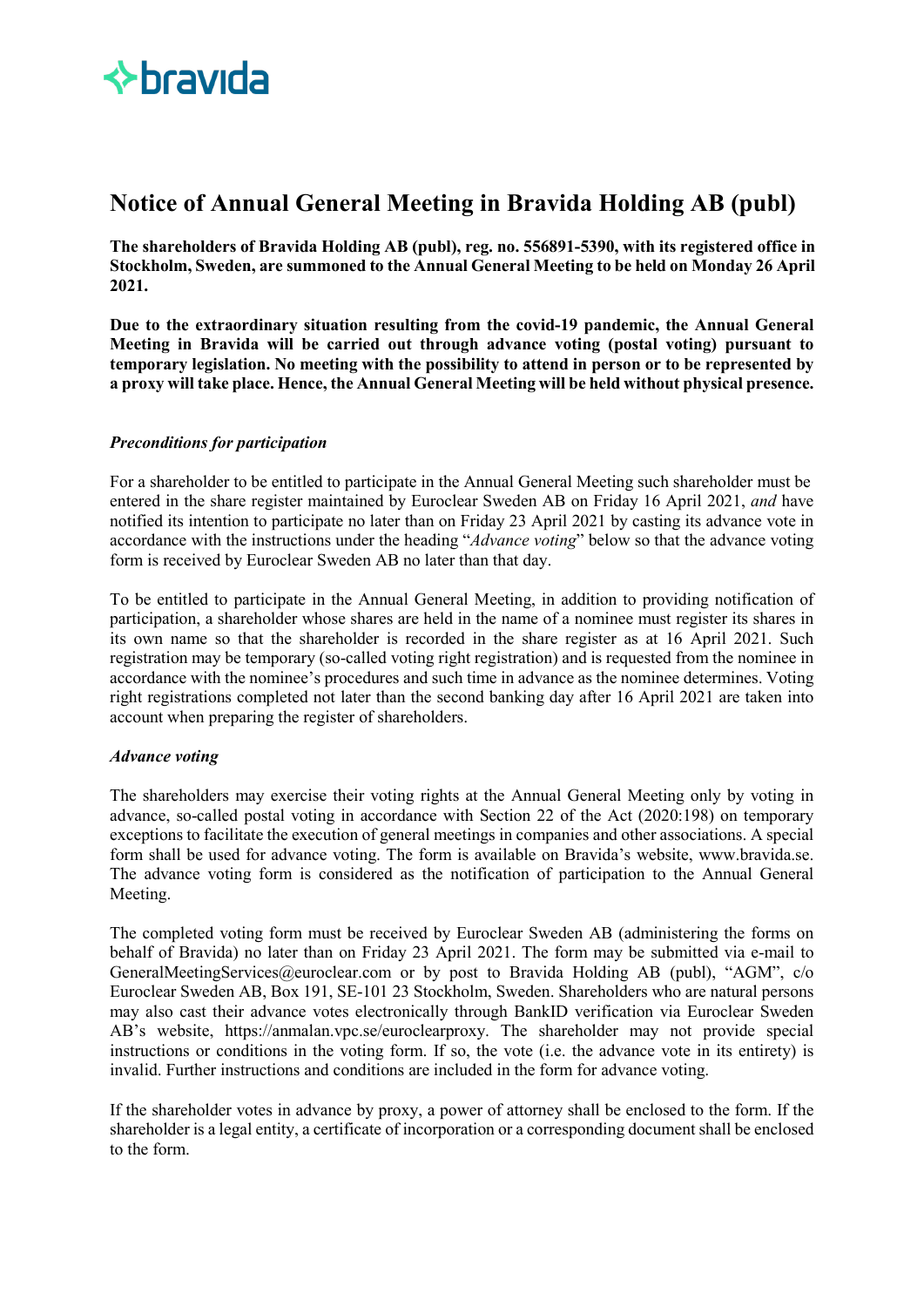# Notice of Annual General Meeting in Bravida Holding AB (publ)

**The shareholders of Bravida Holding AB (publ), reg. no. 556891-5390, with its registered office in Stockholm, Sweden, are summoned to the Annual General Meeting to be held on Monday 26 April 2021.**

**Due to the extraordinary situation resulting from the covid-19 pandemic, the Annual General Meeting in Bravida will be carried out through advance voting (postal voting) pursuant to temporary legislation. No meeting with the possibility to attend in person or to be represented by a proxy will take place. Hence, the Annual General Meeting will be held without physical presence.**

***Preconditions for participation***

For a shareholder to be entitled to participate in the Annual General Meeting such shareholder must be entered in the share register maintained by Euroclear Sweden AB on Friday 16 April 2021, *and* have notified its intention to participate no later than on Friday 23 April 2021 by casting its advance vote in accordance with the instructions under the heading "*Advance voting*" below so that the advance voting form is received by Euroclear Sweden AB no later than that day.

To be entitled to participate in the Annual General Meeting, in addition to providing notification of participation, a shareholder whose shares are held in the name of a nominee must register its shares in its own name so that the shareholder is recorded in the share register as at 16 April 2021. Such registration may be temporary (so-called voting right registration) and is requested from the nominee in accordance with the nominee's procedures and such time in advance as the nominee determines. Voting right registrations completed not later than the second banking day after 16 April 2021 are taken into account when preparing the register of shareholders.

***Advance voting***

The shareholders may exercise their voting rights at the Annual General Meeting only by voting in advance, so-called postal voting in accordance with Section 22 of the Act (2020:198) on temporary exceptions to facilitate the execution of general meetings in companies and other associations. A special form shall be used for advance voting. The form is available on Bravida's website, www.bravida.se. The advance voting form is considered as the notification of participation to the Annual General Meeting.

The completed voting form must be received by Euroclear Sweden AB (administering the forms on behalf of Bravida) no later than on Friday 23 April 2021. The form may be submitted via e-mail to GeneralMeetingServices@euroclear.com or by post to Bravida Holding AB (publ), "AGM", c/o Euroclear Sweden AB, Box 191, SE-101 23 Stockholm, Sweden. Shareholders who are natural persons may also cast their advance votes electronically through BankID verification via Euroclear Sweden AB's website, https://anmalan.vpc.se/euroclearproxy. The shareholder may not provide special instructions or conditions in the voting form. If so, the vote (i.e. the advance vote in its entirety) is invalid. Further instructions and conditions are included in the form for advance voting.

If the shareholder votes in advance by proxy, a power of attorney shall be enclosed to the form. If the shareholder is a legal entity, a certificate of incorporation or a corresponding document shall be enclosed to the form.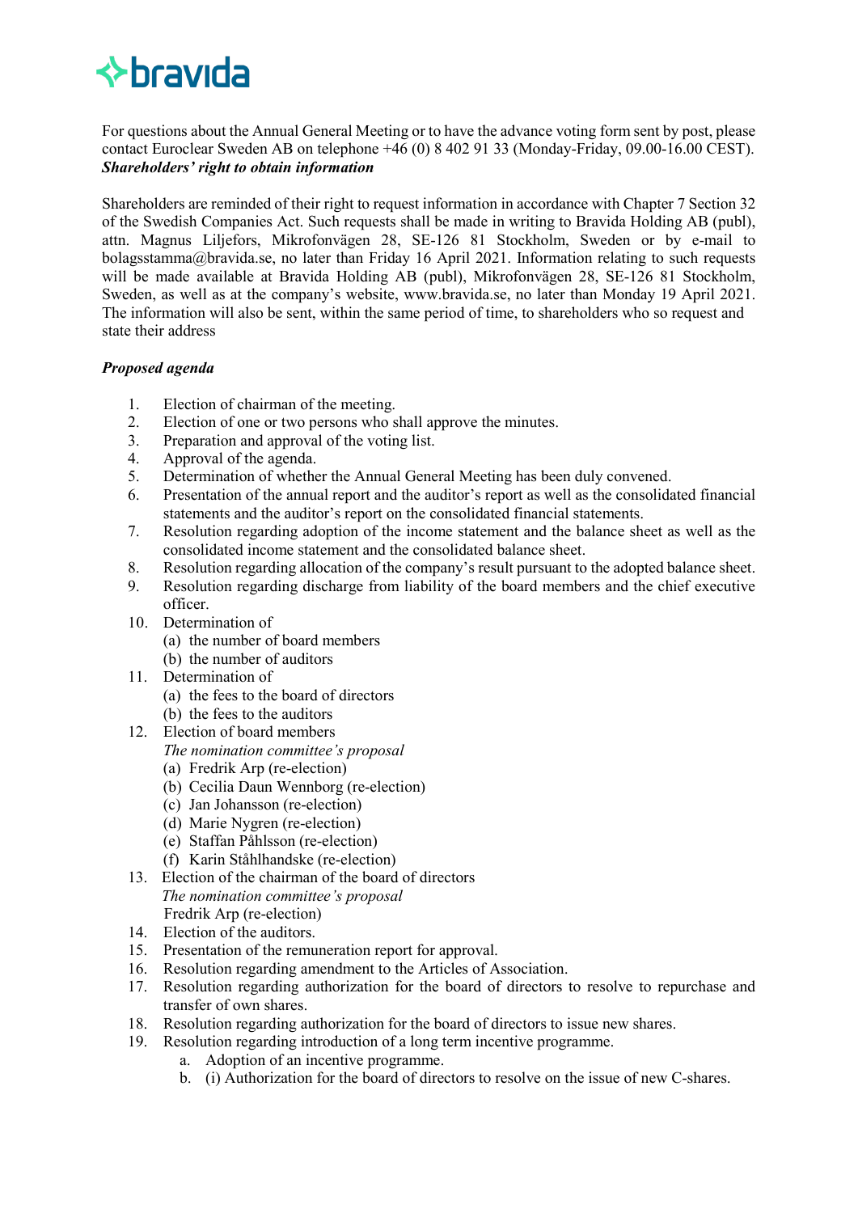For questions about the Annual General Meeting or to have the advance voting form sent by post, please contact Euroclear Sweden AB on telephone +46 (0) 8 402 91 33 (Monday-Friday, 09.00-16.00 CEST).

***Shareholders' right to obtain information***

Shareholders are reminded of their right to request information in accordance with Chapter 7 Section 32 of the Swedish Companies Act. Such requests shall be made in writing to Bravida Holding AB (publ), attn. Magnus Liljefors, Mikrofonvägen 28, SE-126 81 Stockholm, Sweden or by e-mail to bolagsstamma@bravida.se, no later than Friday 16 April 2021. Information relating to such requests will be made available at Bravida Holding AB (publ), Mikrofonvägen 28, SE-126 81 Stockholm, Sweden, as well as at the company's website, www.bravida.se, no later than Monday 19 April 2021. The information will also be sent, within the same period of time, to shareholders who so request and state their address

***Proposed agenda***

1. Election of chairman of the meeting.
2. Election of one or two persons who shall approve the minutes.
3. Preparation and approval of the voting list.
4. Approval of the agenda.
5. Determination of whether the Annual General Meeting has been duly convened.
6. Presentation of the annual report and the auditor's report as well as the consolidated financial statements and the auditor's report on the consolidated financial statements.
7. Resolution regarding adoption of the income statement and the balance sheet as well as the consolidated income statement and the consolidated balance sheet.
8. Resolution regarding allocation of the company's result pursuant to the adopted balance sheet.
9. Resolution regarding discharge from liability of the board members and the chief executive officer.
10. Determination of
    (a) the number of board members
    (b) the number of auditors
11. Determination of
    (a) the fees to the board of directors
    (b) the fees to the auditors
12. Election of board members
    *The nomination committee's proposal*
    (a) Fredrik Arp (re-election)
    (b) Cecilia Daun Wennborg (re-election)
    (c) Jan Johansson (re-election)
    (d) Marie Nygren (re-election)
    (e) Staffan Påhlsson (re-election)
    (f) Karin Ståhlhandske (re-election)
13. Election of the chairman of the board of directors
    *The nomination committee's proposal*
    Fredrik Arp (re-election)
14. Election of the auditors.
15. Presentation of the remuneration report for approval.
16. Resolution regarding amendment to the Articles of Association.
17. Resolution regarding authorization for the board of directors to resolve to repurchase and transfer of own shares.
18. Resolution regarding authorization for the board of directors to issue new shares.
19. Resolution regarding introduction of a long term incentive programme.
    a. Adoption of an incentive programme.
    b. (i) Authorization for the board of directors to resolve on the issue of new C-shares.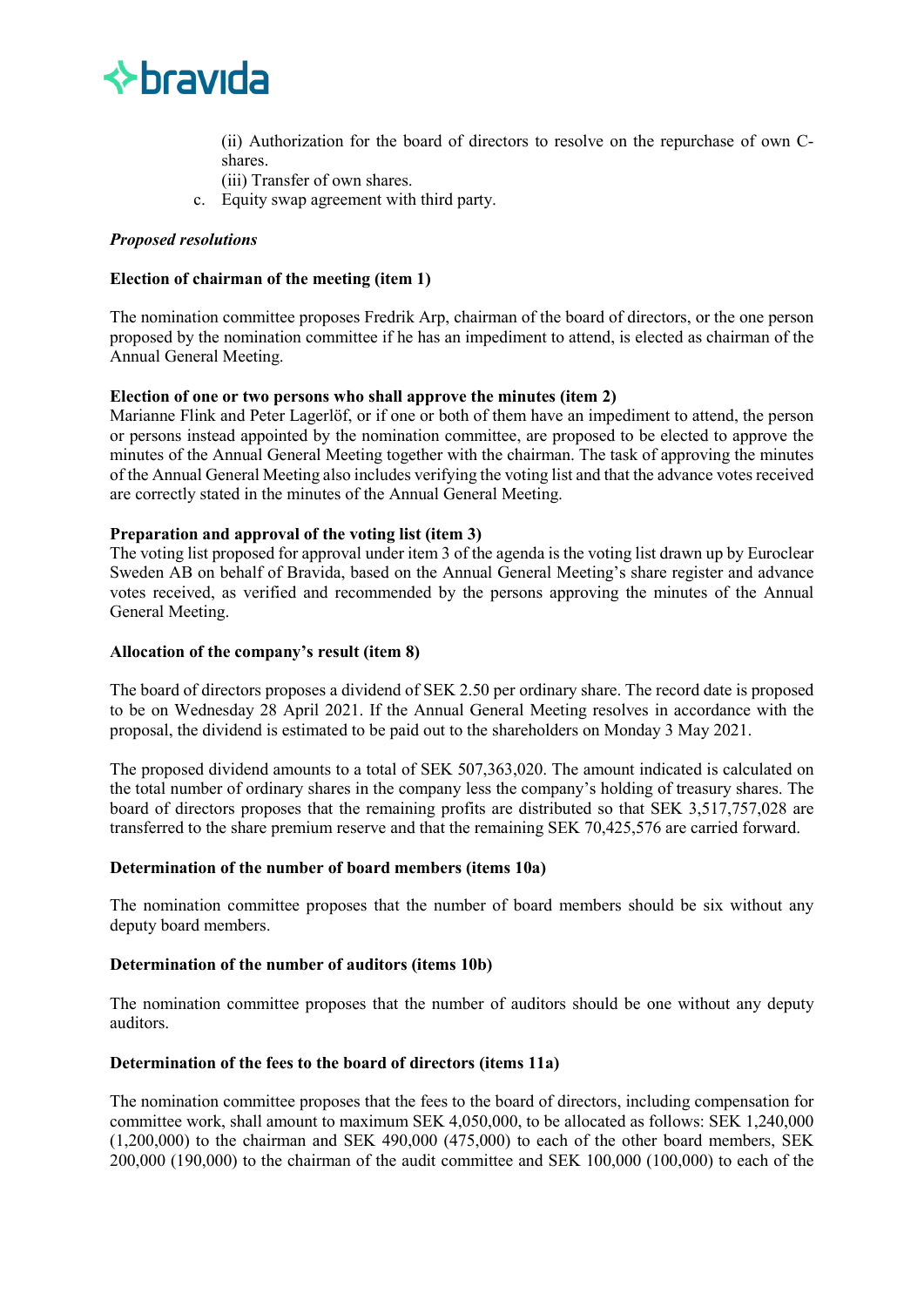(ii) Authorization for the board of directors to resolve on the repurchase of own C-shares.
(iii) Transfer of own shares.

c. Equity swap agreement with third party.

***Proposed resolutions***

**Election of chairman of the meeting (item 1)**

The nomination committee proposes Fredrik Arp, chairman of the board of directors, or the one person proposed by the nomination committee if he has an impediment to attend, is elected as chairman of the Annual General Meeting.

**Election of one or two persons who shall approve the minutes (item 2)**

Marianne Flink and Peter Lagerlöf, or if one or both of them have an impediment to attend, the person or persons instead appointed by the nomination committee, are proposed to be elected to approve the minutes of the Annual General Meeting together with the chairman. The task of approving the minutes of the Annual General Meeting also includes verifying the voting list and that the advance votes received are correctly stated in the minutes of the Annual General Meeting.

**Preparation and approval of the voting list (item 3)**

The voting list proposed for approval under item 3 of the agenda is the voting list drawn up by Euroclear Sweden AB on behalf of Bravida, based on the Annual General Meeting's share register and advance votes received, as verified and recommended by the persons approving the minutes of the Annual General Meeting.

**Allocation of the company's result (item 8)**

The board of directors proposes a dividend of SEK 2.50 per ordinary share. The record date is proposed to be on Wednesday 28 April 2021. If the Annual General Meeting resolves in accordance with the proposal, the dividend is estimated to be paid out to the shareholders on Monday 3 May 2021.

The proposed dividend amounts to a total of SEK 507,363,020. The amount indicated is calculated on the total number of ordinary shares in the company less the company's holding of treasury shares. The board of directors proposes that the remaining profits are distributed so that SEK 3,517,757,028 are transferred to the share premium reserve and that the remaining SEK 70,425,576 are carried forward.

**Determination of the number of board members (items 10a)**

The nomination committee proposes that the number of board members should be six without any deputy board members.

**Determination of the number of auditors (items 10b)**

The nomination committee proposes that the number of auditors should be one without any deputy auditors.

**Determination of the fees to the board of directors (items 11a)**

The nomination committee proposes that the fees to the board of directors, including compensation for committee work, shall amount to maximum SEK 4,050,000, to be allocated as follows: SEK 1,240,000 (1,200,000) to the chairman and SEK 490,000 (475,000) to each of the other board members, SEK 200,000 (190,000) to the chairman of the audit committee and SEK 100,000 (100,000) to each of the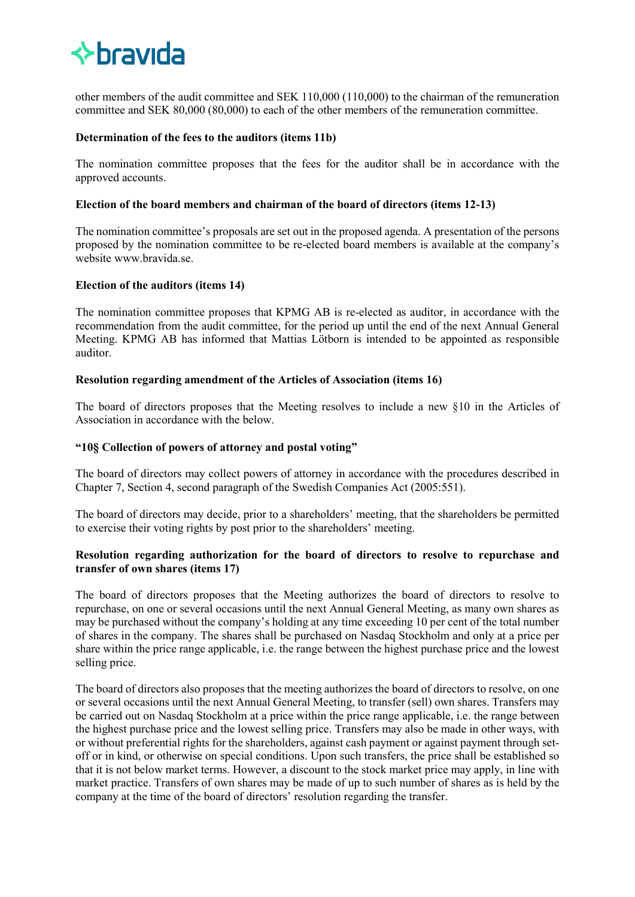other members of the audit committee and SEK 110,000 (110,000) to the chairman of the remuneration committee and SEK 80,000 (80,000) to each of the other members of the remuneration committee.

**Determination of the fees to the auditors (items 11b)**

The nomination committee proposes that the fees for the auditor shall be in accordance with the approved accounts.

**Election of the board members and chairman of the board of directors (items 12-13)**

The nomination committee's proposals are set out in the proposed agenda. A presentation of the persons proposed by the nomination committee to be re-elected board members is available at the company's website www.bravida.se.

**Election of the auditors (items 14)**

The nomination committee proposes that KPMG AB is re-elected as auditor, in accordance with the recommendation from the audit committee, for the period up until the end of the next Annual General Meeting. KPMG AB has informed that Mattias Lötborn is intended to be appointed as responsible auditor.

**Resolution regarding amendment of the Articles of Association (items 16)**

The board of directors proposes that the Meeting resolves to include a new §10 in the Articles of Association in accordance with the below.

**"10§ Collection of powers of attorney and postal voting"**

The board of directors may collect powers of attorney in accordance with the procedures described in Chapter 7, Section 4, second paragraph of the Swedish Companies Act (2005:551).

The board of directors may decide, prior to a shareholders' meeting, that the shareholders be permitted to exercise their voting rights by post prior to the shareholders' meeting.

**Resolution regarding authorization for the board of directors to resolve to repurchase and transfer of own shares (items 17)**

The board of directors proposes that the Meeting authorizes the board of directors to resolve to repurchase, on one or several occasions until the next Annual General Meeting, as many own shares as may be purchased without the company's holding at any time exceeding 10 per cent of the total number of shares in the company. The shares shall be purchased on Nasdaq Stockholm and only at a price per share within the price range applicable, i.e. the range between the highest purchase price and the lowest selling price.

The board of directors also proposes that the meeting authorizes the board of directors to resolve, on one or several occasions until the next Annual General Meeting, to transfer (sell) own shares. Transfers may be carried out on Nasdaq Stockholm at a price within the price range applicable, i.e. the range between the highest purchase price and the lowest selling price. Transfers may also be made in other ways, with or without preferential rights for the shareholders, against cash payment or against payment through set-off or in kind, or otherwise on special conditions. Upon such transfers, the price shall be established so that it is not below market terms. However, a discount to the stock market price may apply, in line with market practice. Transfers of own shares may be made of up to such number of shares as is held by the company at the time of the board of directors' resolution regarding the transfer.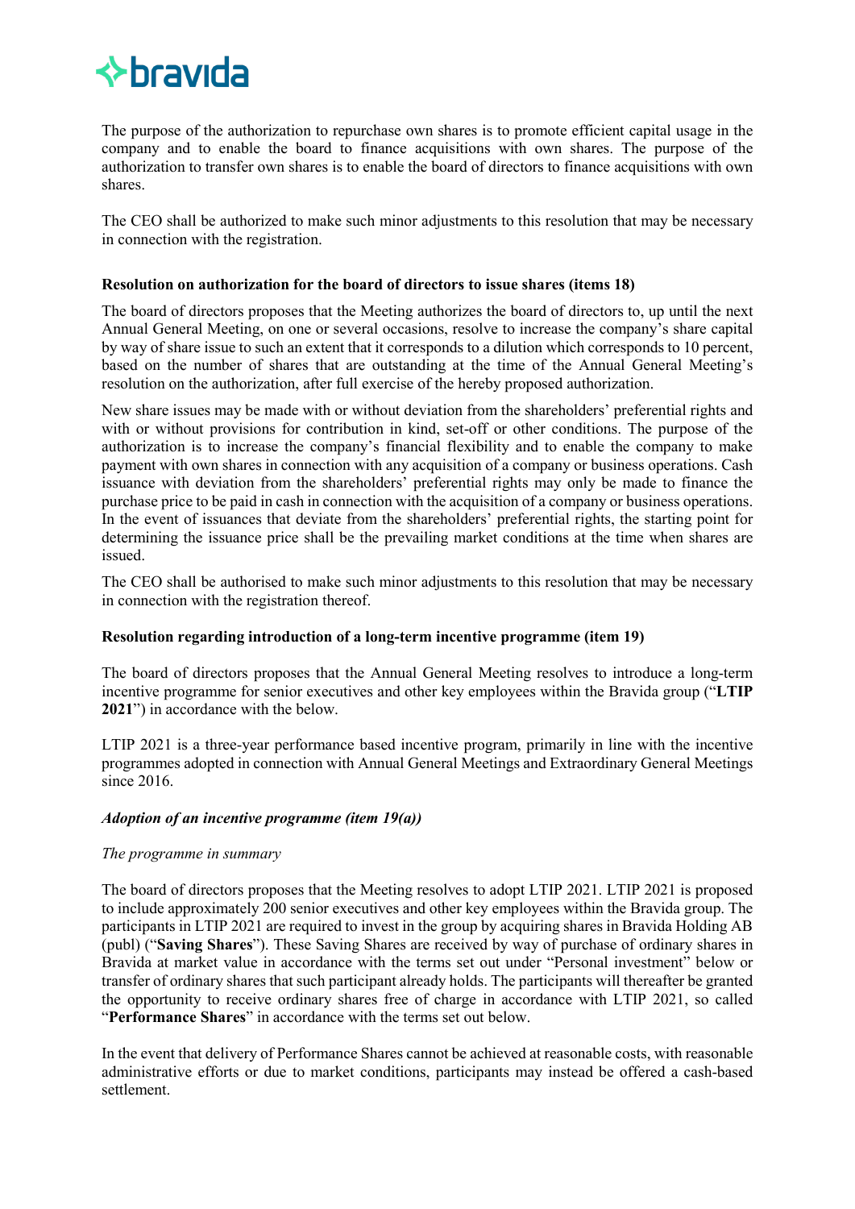The purpose of the authorization to repurchase own shares is to promote efficient capital usage in the company and to enable the board to finance acquisitions with own shares. The purpose of the authorization to transfer own shares is to enable the board of directors to finance acquisitions with own shares.

The CEO shall be authorized to make such minor adjustments to this resolution that may be necessary in connection with the registration.

**Resolution on authorization for the board of directors to issue shares (items 18)**

The board of directors proposes that the Meeting authorizes the board of directors to, up until the next Annual General Meeting, on one or several occasions, resolve to increase the company's share capital by way of share issue to such an extent that it corresponds to a dilution which corresponds to 10 percent, based on the number of shares that are outstanding at the time of the Annual General Meeting's resolution on the authorization, after full exercise of the hereby proposed authorization.

New share issues may be made with or without deviation from the shareholders' preferential rights and with or without provisions for contribution in kind, set-off or other conditions. The purpose of the authorization is to increase the company's financial flexibility and to enable the company to make payment with own shares in connection with any acquisition of a company or business operations. Cash issuance with deviation from the shareholders' preferential rights may only be made to finance the purchase price to be paid in cash in connection with the acquisition of a company or business operations. In the event of issuances that deviate from the shareholders' preferential rights, the starting point for determining the issuance price shall be the prevailing market conditions at the time when shares are issued.

The CEO shall be authorised to make such minor adjustments to this resolution that may be necessary in connection with the registration thereof.

**Resolution regarding introduction of a long-term incentive programme (item 19)**

The board of directors proposes that the Annual General Meeting resolves to introduce a long-term incentive programme for senior executives and other key employees within the Bravida group ("**LTIP 2021**") in accordance with the below.

LTIP 2021 is a three-year performance based incentive program, primarily in line with the incentive programmes adopted in connection with Annual General Meetings and Extraordinary General Meetings since 2016.

***Adoption of an incentive programme (item 19(a))***

*The programme in summary*

The board of directors proposes that the Meeting resolves to adopt LTIP 2021. LTIP 2021 is proposed to include approximately 200 senior executives and other key employees within the Bravida group. The participants in LTIP 2021 are required to invest in the group by acquiring shares in Bravida Holding AB (publ) ("**Saving Shares**"). These Saving Shares are received by way of purchase of ordinary shares in Bravida at market value in accordance with the terms set out under "Personal investment" below or transfer of ordinary shares that such participant already holds. The participants will thereafter be granted the opportunity to receive ordinary shares free of charge in accordance with LTIP 2021, so called "**Performance Shares**" in accordance with the terms set out below.

In the event that delivery of Performance Shares cannot be achieved at reasonable costs, with reasonable administrative efforts or due to market conditions, participants may instead be offered a cash-based settlement.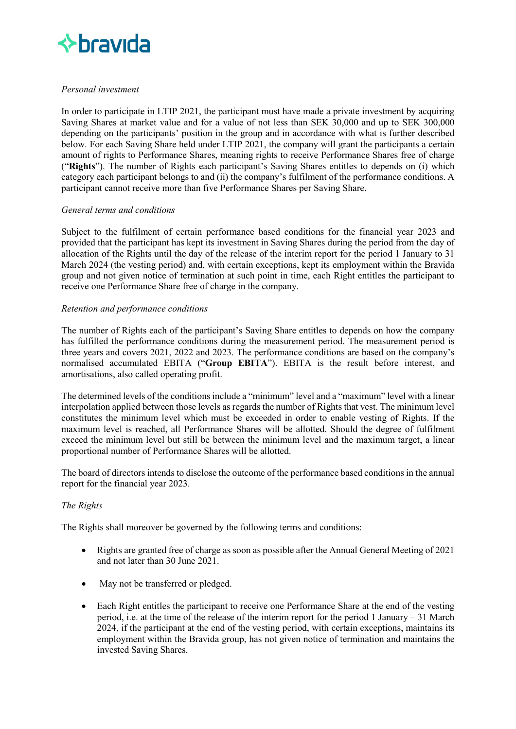*Personal investment*

In order to participate in LTIP 2021, the participant must have made a private investment by acquiring Saving Shares at market value and for a value of not less than SEK 30,000 and up to SEK 300,000 depending on the participants' position in the group and in accordance with what is further described below. For each Saving Share held under LTIP 2021, the company will grant the participants a certain amount of rights to Performance Shares, meaning rights to receive Performance Shares free of charge ("**Rights**"). The number of Rights each participant's Saving Shares entitles to depends on (i) which category each participant belongs to and (ii) the company's fulfilment of the performance conditions. A participant cannot receive more than five Performance Shares per Saving Share.

*General terms and conditions*

Subject to the fulfilment of certain performance based conditions for the financial year 2023 and provided that the participant has kept its investment in Saving Shares during the period from the day of allocation of the Rights until the day of the release of the interim report for the period 1 January to 31 March 2024 (the vesting period) and, with certain exceptions, kept its employment within the Bravida group and not given notice of termination at such point in time, each Right entitles the participant to receive one Performance Share free of charge in the company.

*Retention and performance conditions*

The number of Rights each of the participant's Saving Share entitles to depends on how the company has fulfilled the performance conditions during the measurement period. The measurement period is three years and covers 2021, 2022 and 2023. The performance conditions are based on the company's normalised accumulated EBITA ("**Group EBITA**"). EBITA is the result before interest, and amortisations, also called operating profit.

The determined levels of the conditions include a "minimum" level and a "maximum" level with a linear interpolation applied between those levels as regards the number of Rights that vest. The minimum level constitutes the minimum level which must be exceeded in order to enable vesting of Rights. If the maximum level is reached, all Performance Shares will be allotted. Should the degree of fulfilment exceed the minimum level but still be between the minimum level and the maximum target, a linear proportional number of Performance Shares will be allotted.

The board of directors intends to disclose the outcome of the performance based conditions in the annual report for the financial year 2023.

*The Rights*

The Rights shall moreover be governed by the following terms and conditions:

- Rights are granted free of charge as soon as possible after the Annual General Meeting of 2021 and not later than 30 June 2021.
- May not be transferred or pledged.
- Each Right entitles the participant to receive one Performance Share at the end of the vesting period, i.e. at the time of the release of the interim report for the period 1 January – 31 March 2024, if the participant at the end of the vesting period, with certain exceptions, maintains its employment within the Bravida group, has not given notice of termination and maintains the invested Saving Shares.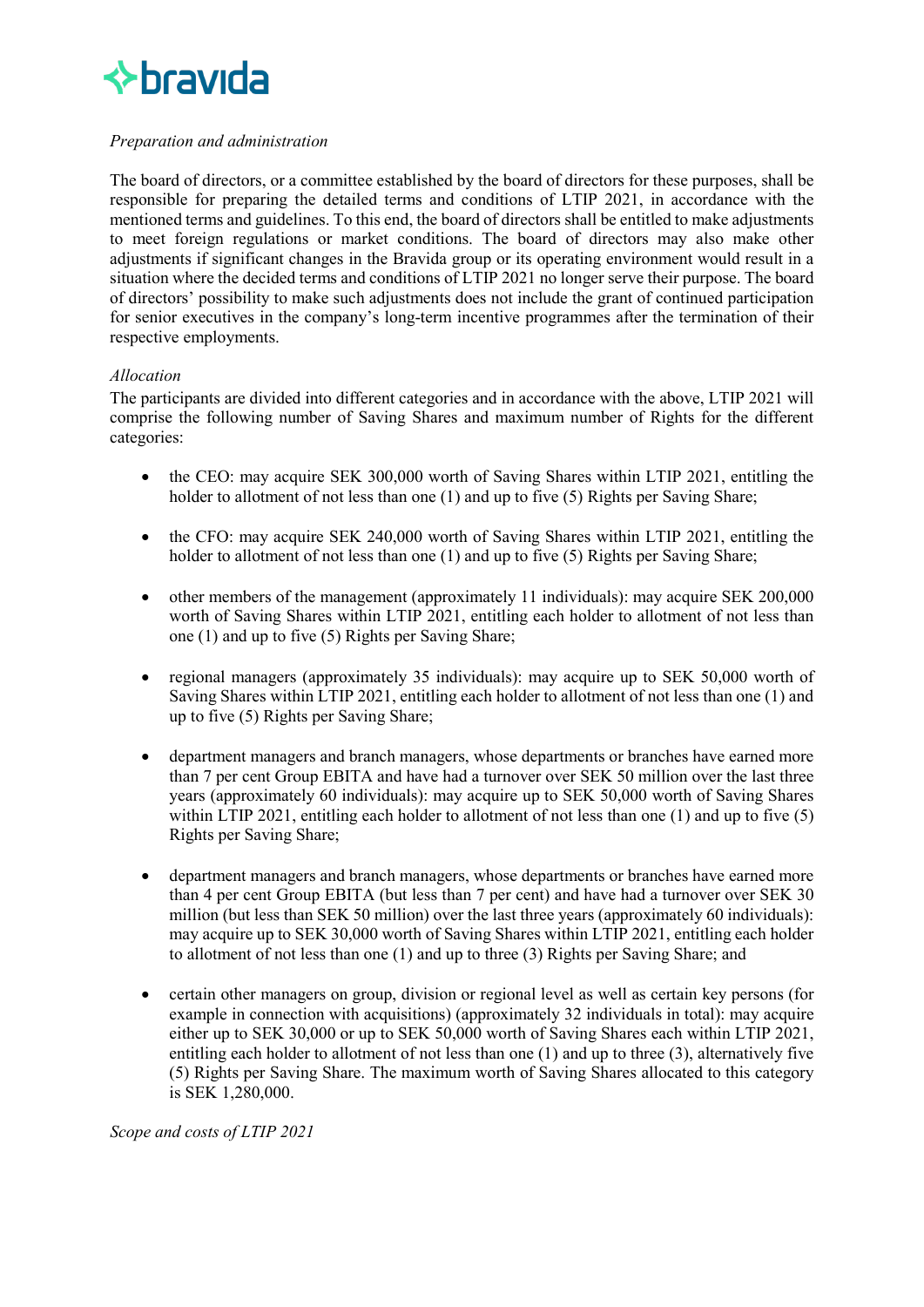*Preparation and administration*

The board of directors, or a committee established by the board of directors for these purposes, shall be responsible for preparing the detailed terms and conditions of LTIP 2021, in accordance with the mentioned terms and guidelines. To this end, the board of directors shall be entitled to make adjustments to meet foreign regulations or market conditions. The board of directors may also make other adjustments if significant changes in the Bravida group or its operating environment would result in a situation where the decided terms and conditions of LTIP 2021 no longer serve their purpose. The board of directors' possibility to make such adjustments does not include the grant of continued participation for senior executives in the company's long-term incentive programmes after the termination of their respective employments.

*Allocation*

The participants are divided into different categories and in accordance with the above, LTIP 2021 will comprise the following number of Saving Shares and maximum number of Rights for the different categories:

- the CEO: may acquire SEK 300,000 worth of Saving Shares within LTIP 2021, entitling the holder to allotment of not less than one (1) and up to five (5) Rights per Saving Share;
- the CFO: may acquire SEK 240,000 worth of Saving Shares within LTIP 2021, entitling the holder to allotment of not less than one (1) and up to five (5) Rights per Saving Share;
- other members of the management (approximately 11 individuals): may acquire SEK 200,000 worth of Saving Shares within LTIP 2021, entitling each holder to allotment of not less than one (1) and up to five (5) Rights per Saving Share;
- regional managers (approximately 35 individuals): may acquire up to SEK 50,000 worth of Saving Shares within LTIP 2021, entitling each holder to allotment of not less than one (1) and up to five (5) Rights per Saving Share;
- department managers and branch managers, whose departments or branches have earned more than 7 per cent Group EBITA and have had a turnover over SEK 50 million over the last three years (approximately 60 individuals): may acquire up to SEK 50,000 worth of Saving Shares within LTIP 2021, entitling each holder to allotment of not less than one (1) and up to five (5) Rights per Saving Share;
- department managers and branch managers, whose departments or branches have earned more than 4 per cent Group EBITA (but less than 7 per cent) and have had a turnover over SEK 30 million (but less than SEK 50 million) over the last three years (approximately 60 individuals): may acquire up to SEK 30,000 worth of Saving Shares within LTIP 2021, entitling each holder to allotment of not less than one (1) and up to three (3) Rights per Saving Share; and
- certain other managers on group, division or regional level as well as certain key persons (for example in connection with acquisitions) (approximately 32 individuals in total): may acquire either up to SEK 30,000 or up to SEK 50,000 worth of Saving Shares each within LTIP 2021, entitling each holder to allotment of not less than one (1) and up to three (3), alternatively five (5) Rights per Saving Share. The maximum worth of Saving Shares allocated to this category is SEK 1,280,000.

*Scope and costs of LTIP 2021*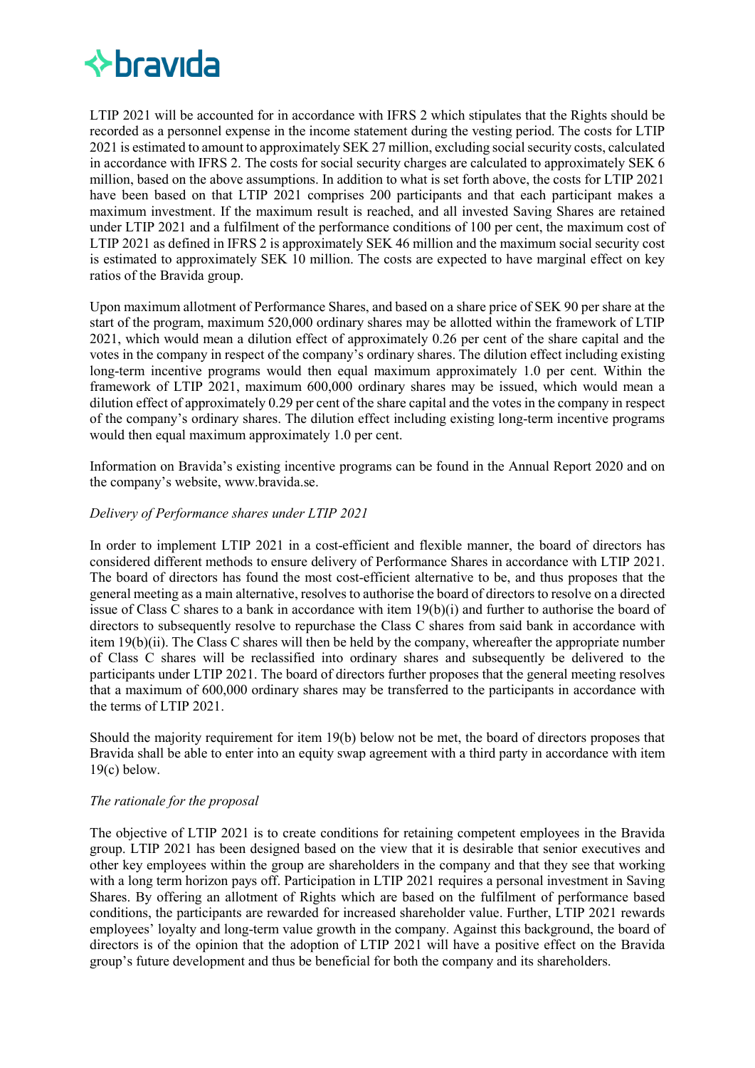LTIP 2021 will be accounted for in accordance with IFRS 2 which stipulates that the Rights should be recorded as a personnel expense in the income statement during the vesting period. The costs for LTIP 2021 is estimated to amount to approximately SEK 27 million, excluding social security costs, calculated in accordance with IFRS 2. The costs for social security charges are calculated to approximately SEK 6 million, based on the above assumptions. In addition to what is set forth above, the costs for LTIP 2021 have been based on that LTIP 2021 comprises 200 participants and that each participant makes a maximum investment. If the maximum result is reached, and all invested Saving Shares are retained under LTIP 2021 and a fulfilment of the performance conditions of 100 per cent, the maximum cost of LTIP 2021 as defined in IFRS 2 is approximately SEK 46 million and the maximum social security cost is estimated to approximately SEK 10 million. The costs are expected to have marginal effect on key ratios of the Bravida group.

Upon maximum allotment of Performance Shares, and based on a share price of SEK 90 per share at the start of the program, maximum 520,000 ordinary shares may be allotted within the framework of LTIP 2021, which would mean a dilution effect of approximately 0.26 per cent of the share capital and the votes in the company in respect of the company's ordinary shares. The dilution effect including existing long-term incentive programs would then equal maximum approximately 1.0 per cent. Within the framework of LTIP 2021, maximum 600,000 ordinary shares may be issued, which would mean a dilution effect of approximately 0.29 per cent of the share capital and the votes in the company in respect of the company's ordinary shares. The dilution effect including existing long-term incentive programs would then equal maximum approximately 1.0 per cent.

Information on Bravida's existing incentive programs can be found in the Annual Report 2020 and on the company's website, www.bravida.se.

*Delivery of Performance shares under LTIP 2021*

In order to implement LTIP 2021 in a cost-efficient and flexible manner, the board of directors has considered different methods to ensure delivery of Performance Shares in accordance with LTIP 2021. The board of directors has found the most cost-efficient alternative to be, and thus proposes that the general meeting as a main alternative, resolves to authorise the board of directors to resolve on a directed issue of Class C shares to a bank in accordance with item 19(b)(i) and further to authorise the board of directors to subsequently resolve to repurchase the Class C shares from said bank in accordance with item 19(b)(ii). The Class C shares will then be held by the company, whereafter the appropriate number of Class C shares will be reclassified into ordinary shares and subsequently be delivered to the participants under LTIP 2021. The board of directors further proposes that the general meeting resolves that a maximum of 600,000 ordinary shares may be transferred to the participants in accordance with the terms of LTIP 2021.

Should the majority requirement for item 19(b) below not be met, the board of directors proposes that Bravida shall be able to enter into an equity swap agreement with a third party in accordance with item 19(c) below.

*The rationale for the proposal*

The objective of LTIP 2021 is to create conditions for retaining competent employees in the Bravida group. LTIP 2021 has been designed based on the view that it is desirable that senior executives and other key employees within the group are shareholders in the company and that they see that working with a long term horizon pays off. Participation in LTIP 2021 requires a personal investment in Saving Shares. By offering an allotment of Rights which are based on the fulfilment of performance based conditions, the participants are rewarded for increased shareholder value. Further, LTIP 2021 rewards employees' loyalty and long-term value growth in the company. Against this background, the board of directors is of the opinion that the adoption of LTIP 2021 will have a positive effect on the Bravida group's future development and thus be beneficial for both the company and its shareholders.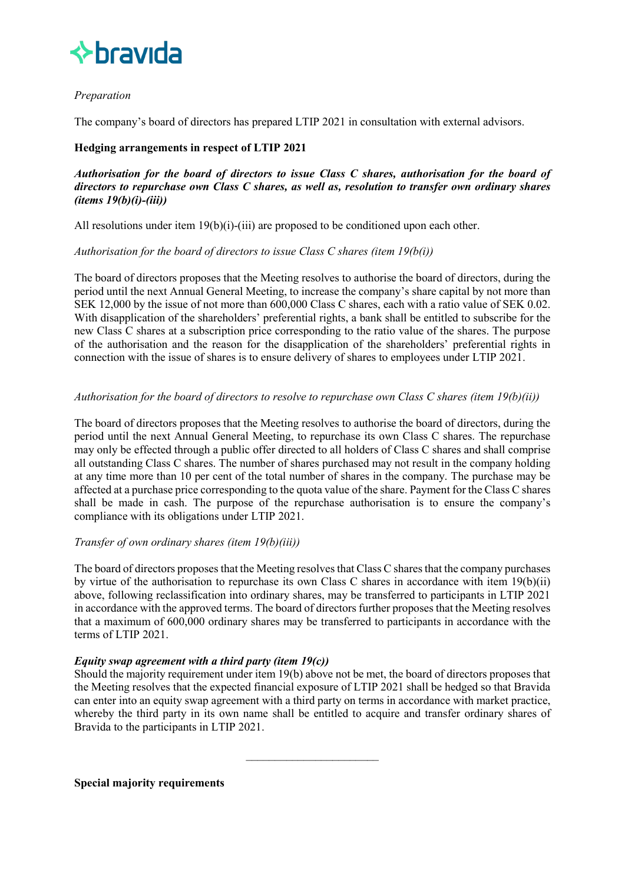*Preparation*

The company's board of directors has prepared LTIP 2021 in consultation with external advisors.

**Hedging arrangements in respect of LTIP 2021**

***Authorisation for the board of directors to issue Class C shares, authorisation for the board of directors to repurchase own Class C shares, as well as, resolution to transfer own ordinary shares (items 19(b)(i)-(iii))***

All resolutions under item 19(b)(i)-(iii) are proposed to be conditioned upon each other.

*Authorisation for the board of directors to issue Class C shares (item 19(b(i))*

The board of directors proposes that the Meeting resolves to authorise the board of directors, during the period until the next Annual General Meeting, to increase the company's share capital by not more than SEK 12,000 by the issue of not more than 600,000 Class C shares, each with a ratio value of SEK 0.02. With disapplication of the shareholders' preferential rights, a bank shall be entitled to subscribe for the new Class C shares at a subscription price corresponding to the ratio value of the shares. The purpose of the authorisation and the reason for the disapplication of the shareholders' preferential rights in connection with the issue of shares is to ensure delivery of shares to employees under LTIP 2021.

*Authorisation for the board of directors to resolve to repurchase own Class C shares (item 19(b)(ii))*

The board of directors proposes that the Meeting resolves to authorise the board of directors, during the period until the next Annual General Meeting, to repurchase its own Class C shares. The repurchase may only be effected through a public offer directed to all holders of Class C shares and shall comprise all outstanding Class C shares. The number of shares purchased may not result in the company holding at any time more than 10 per cent of the total number of shares in the company. The purchase may be affected at a purchase price corresponding to the quota value of the share. Payment for the Class C shares shall be made in cash. The purpose of the repurchase authorisation is to ensure the company's compliance with its obligations under LTIP 2021.

*Transfer of own ordinary shares (item 19(b)(iii))*

The board of directors proposes that the Meeting resolves that Class C shares that the company purchases by virtue of the authorisation to repurchase its own Class C shares in accordance with item 19(b)(ii) above, following reclassification into ordinary shares, may be transferred to participants in LTIP 2021 in accordance with the approved terms. The board of directors further proposes that the Meeting resolves that a maximum of 600,000 ordinary shares may be transferred to participants in accordance with the terms of LTIP 2021.

***Equity swap agreement with a third party (item 19(c))***

Should the majority requirement under item 19(b) above not be met, the board of directors proposes that the Meeting resolves that the expected financial exposure of LTIP 2021 shall be hedged so that Bravida can enter into an equity swap agreement with a third party on terms in accordance with market practice, whereby the third party in its own name shall be entitled to acquire and transfer ordinary shares of Bravida to the participants in LTIP 2021.

---

**Special majority requirements**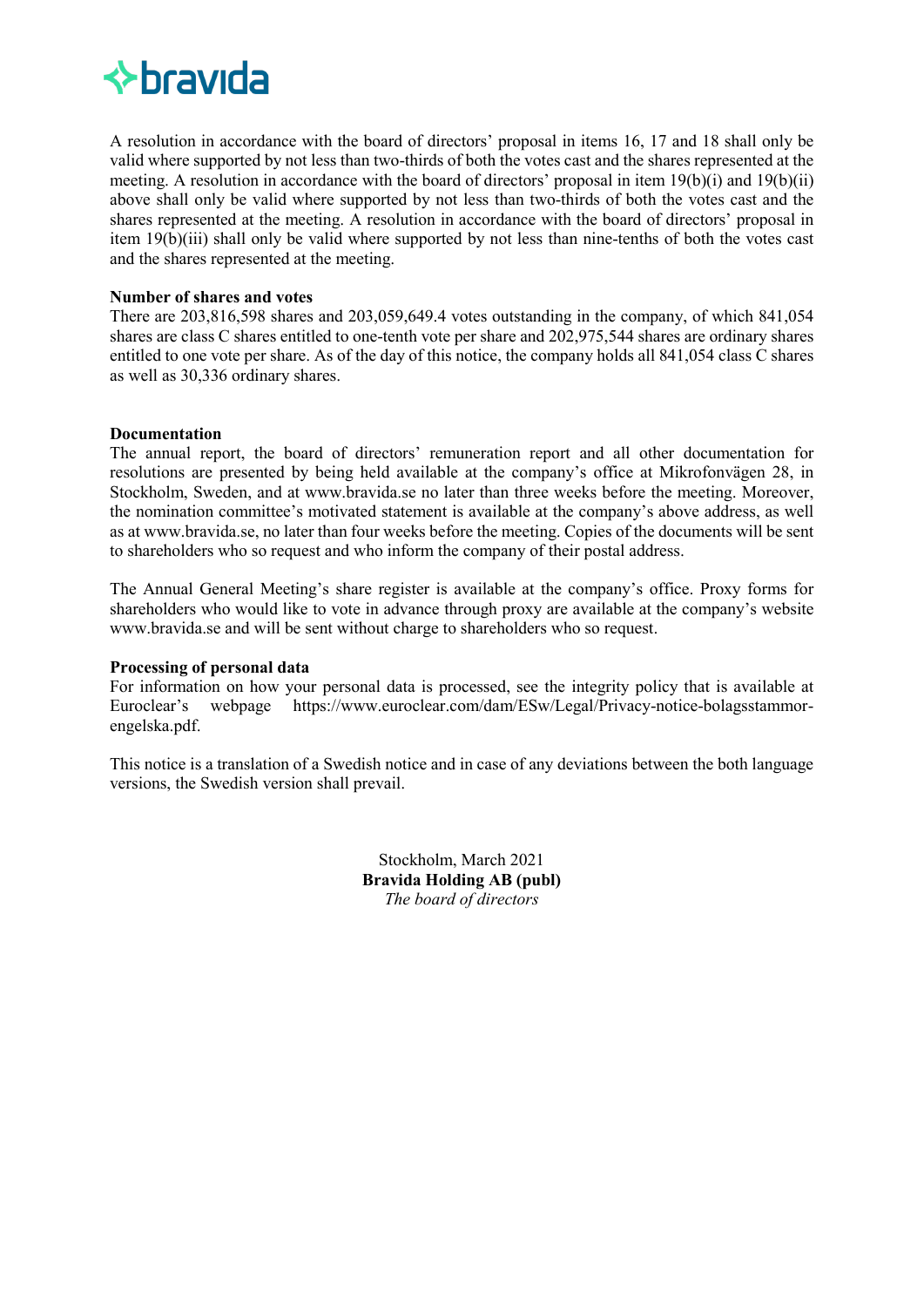A resolution in accordance with the board of directors' proposal in items 16, 17 and 18 shall only be valid where supported by not less than two-thirds of both the votes cast and the shares represented at the meeting. A resolution in accordance with the board of directors' proposal in item 19(b)(i) and 19(b)(ii) above shall only be valid where supported by not less than two-thirds of both the votes cast and the shares represented at the meeting. A resolution in accordance with the board of directors' proposal in item 19(b)(iii) shall only be valid where supported by not less than nine-tenths of both the votes cast and the shares represented at the meeting.

**Number of shares and votes**
There are 203,816,598 shares and 203,059,649.4 votes outstanding in the company, of which 841,054 shares are class C shares entitled to one-tenth vote per share and 202,975,544 shares are ordinary shares entitled to one vote per share. As of the day of this notice, the company holds all 841,054 class C shares as well as 30,336 ordinary shares.

**Documentation**
The annual report, the board of directors' remuneration report and all other documentation for resolutions are presented by being held available at the company's office at Mikrofonvägen 28, in Stockholm, Sweden, and at www.bravida.se no later than three weeks before the meeting. Moreover, the nomination committee's motivated statement is available at the company's above address, as well as at www.bravida.se, no later than four weeks before the meeting. Copies of the documents will be sent to shareholders who so request and who inform the company of their postal address.

The Annual General Meeting's share register is available at the company's office. Proxy forms for shareholders who would like to vote in advance through proxy are available at the company's website www.bravida.se and will be sent without charge to shareholders who so request.

**Processing of personal data**
For information on how your personal data is processed, see the integrity policy that is available at Euroclear's webpage https://www.euroclear.com/dam/ESw/Legal/Privacy-notice-bolagsstammor-engelska.pdf.

This notice is a translation of a Swedish notice and in case of any deviations between the both language versions, the Swedish version shall prevail.

Stockholm, March 2021
**Bravida Holding AB (publ)**
*The board of directors*